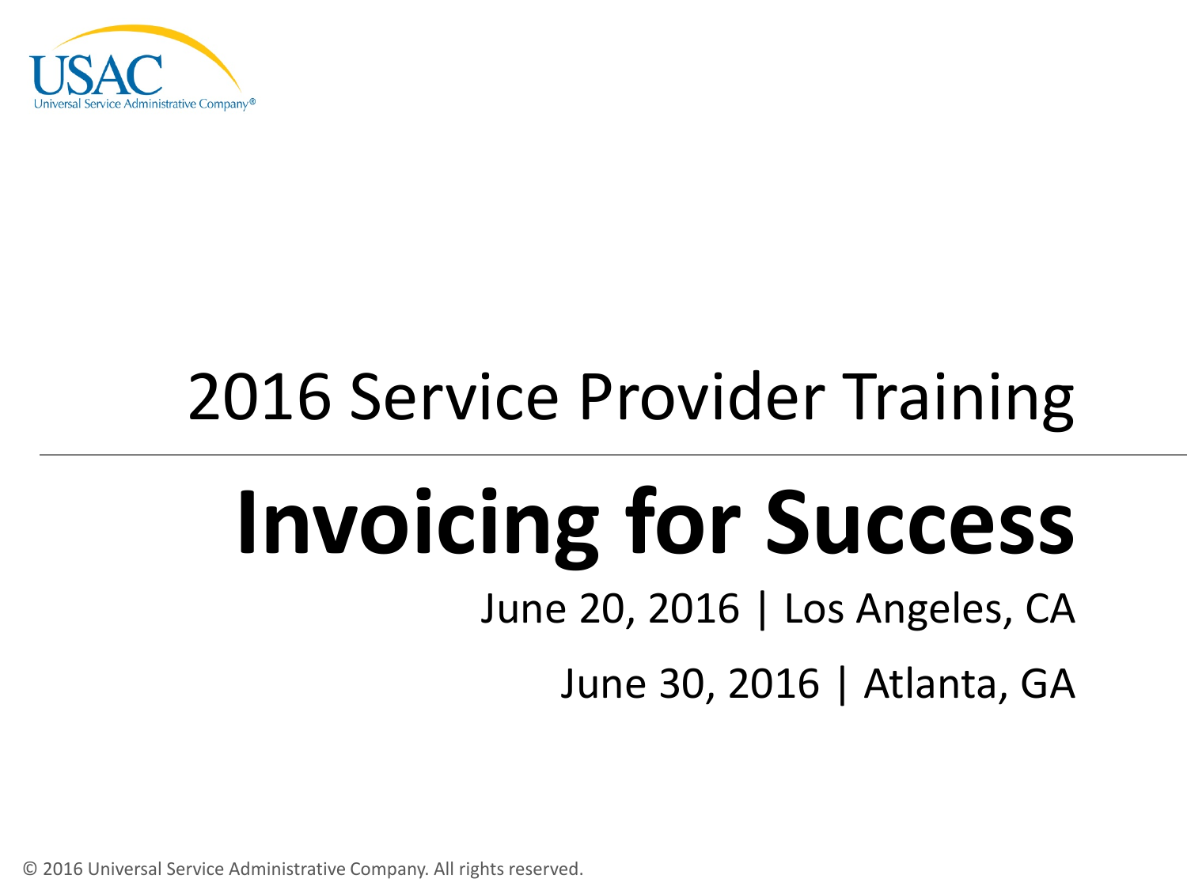USAC
Universal Service Administrative Company®

2016 Service Provider Training

# Invoicing for Success

June 20, 2016 | Los Angeles, CA

June 30, 2016 | Atlanta, GA

© 2016 Universal Service Administrative Company. All rights reserved.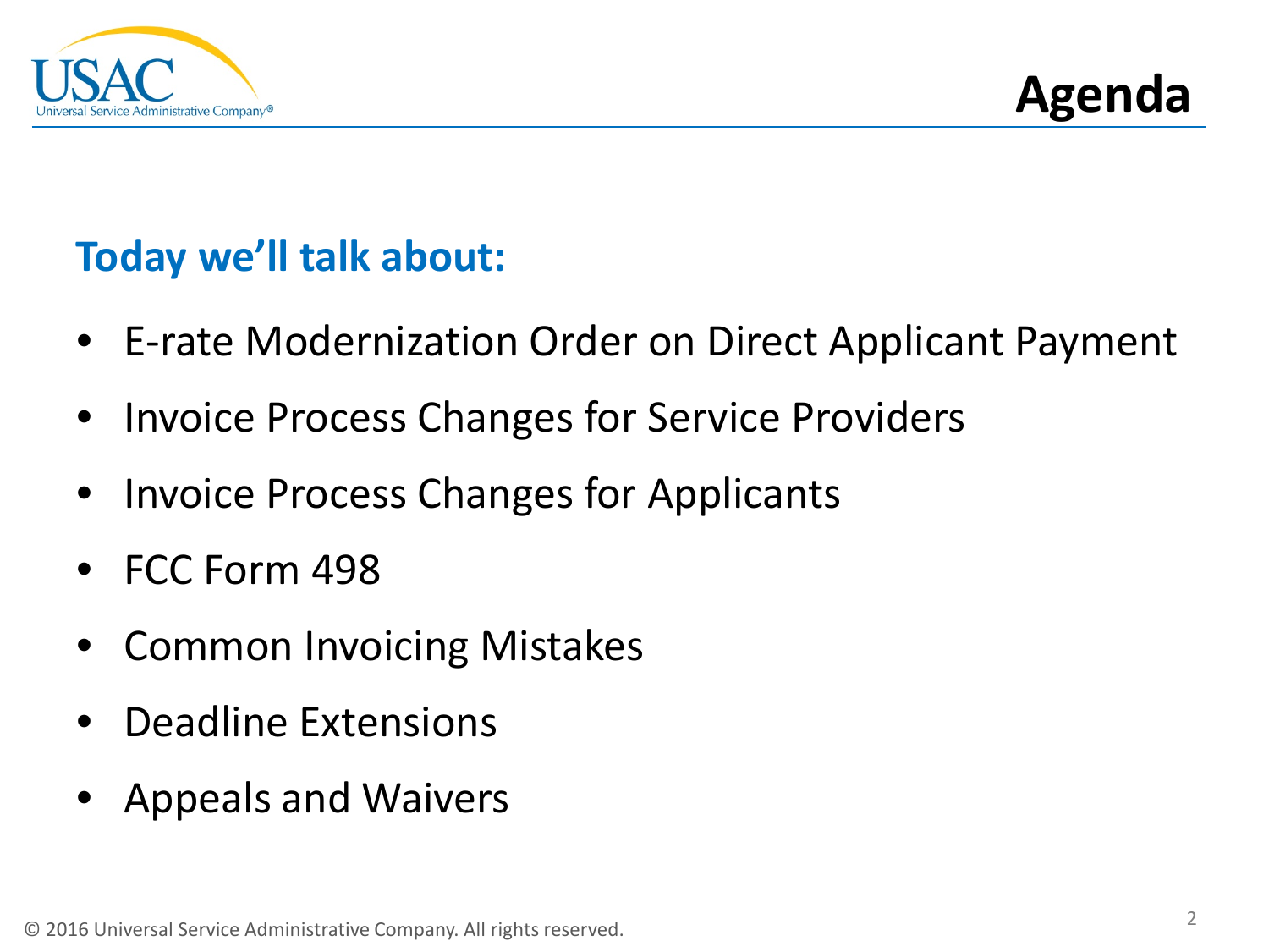# Agenda

## Today we'll talk about:

- E-rate Modernization Order on Direct Applicant Payment
- Invoice Process Changes for Service Providers
- Invoice Process Changes for Applicants
- FCC Form 498
- Common Invoicing Mistakes
- Deadline Extensions
- Appeals and Waivers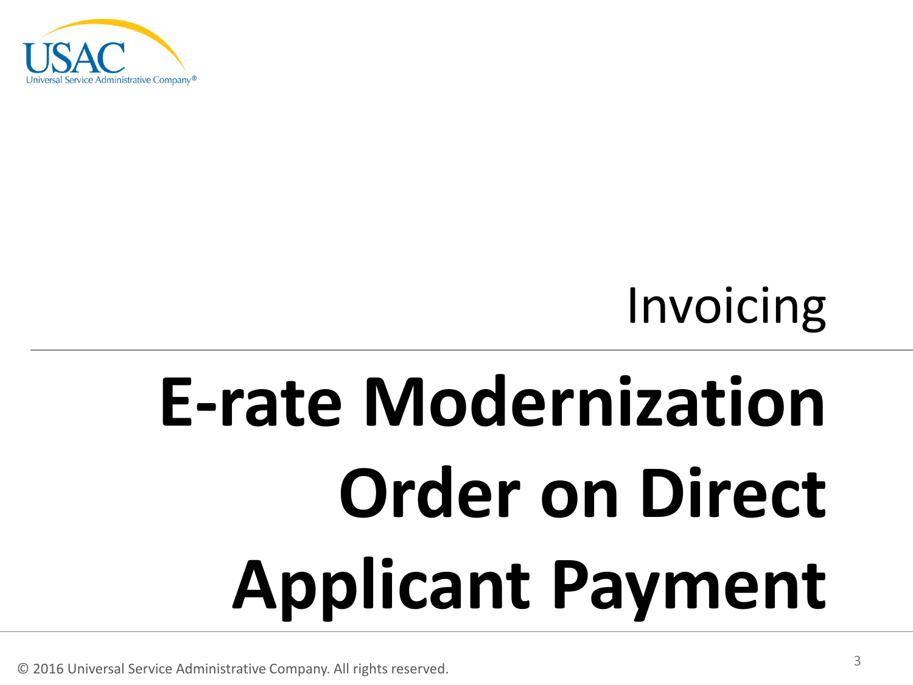Invoicing

# E-rate Modernization Order on Direct Applicant Payment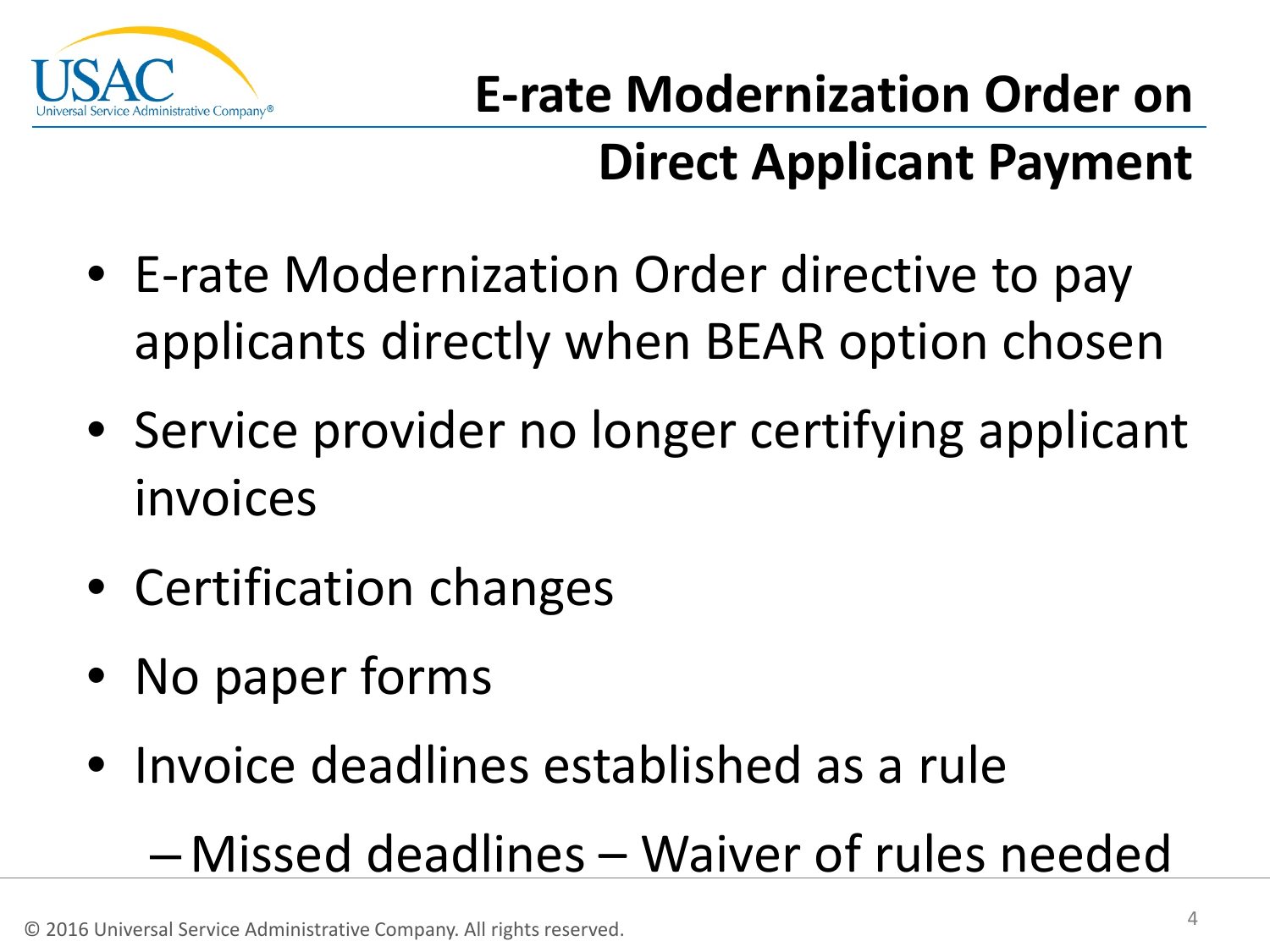# E-rate Modernization Order on Direct Applicant Payment

- E-rate Modernization Order directive to pay applicants directly when BEAR option chosen
- Service provider no longer certifying applicant invoices
- Certification changes
- No paper forms
- Invoice deadlines established as a rule
  - Missed deadlines – Waiver of rules needed

© 2016 Universal Service Administrative Company. All rights reserved.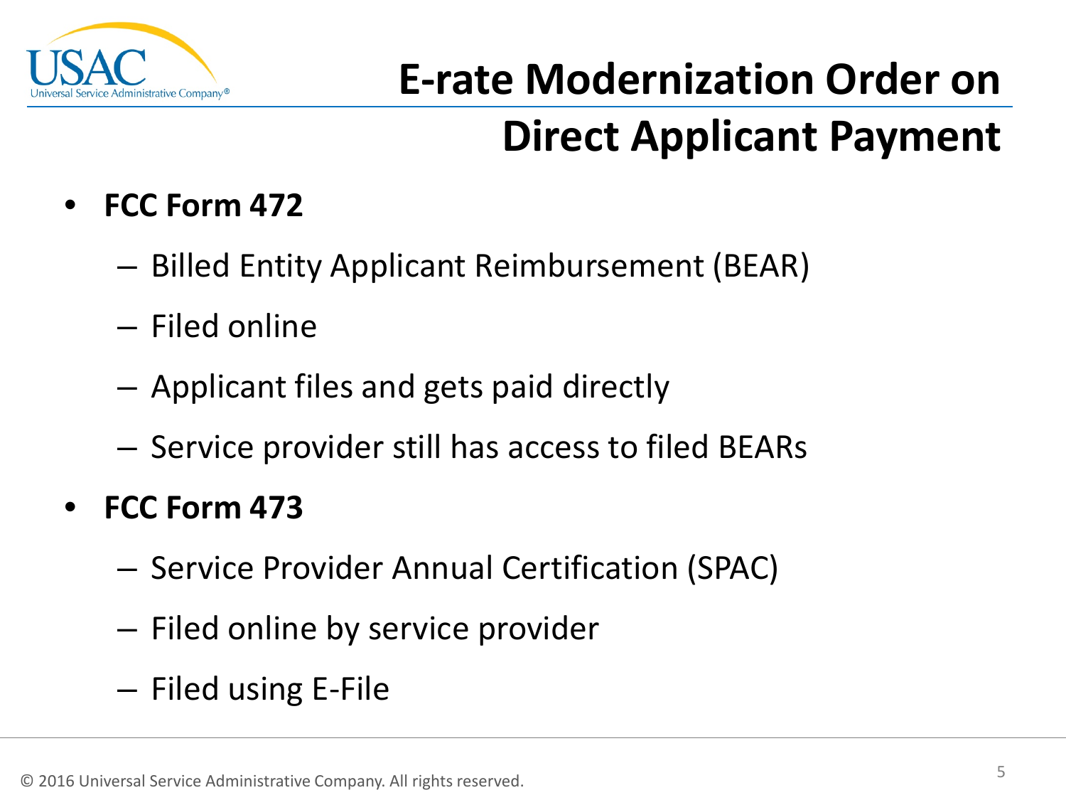# E-rate Modernization Order on Direct Applicant Payment

- **FCC Form 472**
  - Billed Entity Applicant Reimbursement (BEAR)
  - Filed online
  - Applicant files and gets paid directly
  - Service provider still has access to filed BEARs
- **FCC Form 473**
  - Service Provider Annual Certification (SPAC)
  - Filed online by service provider
  - Filed using E-File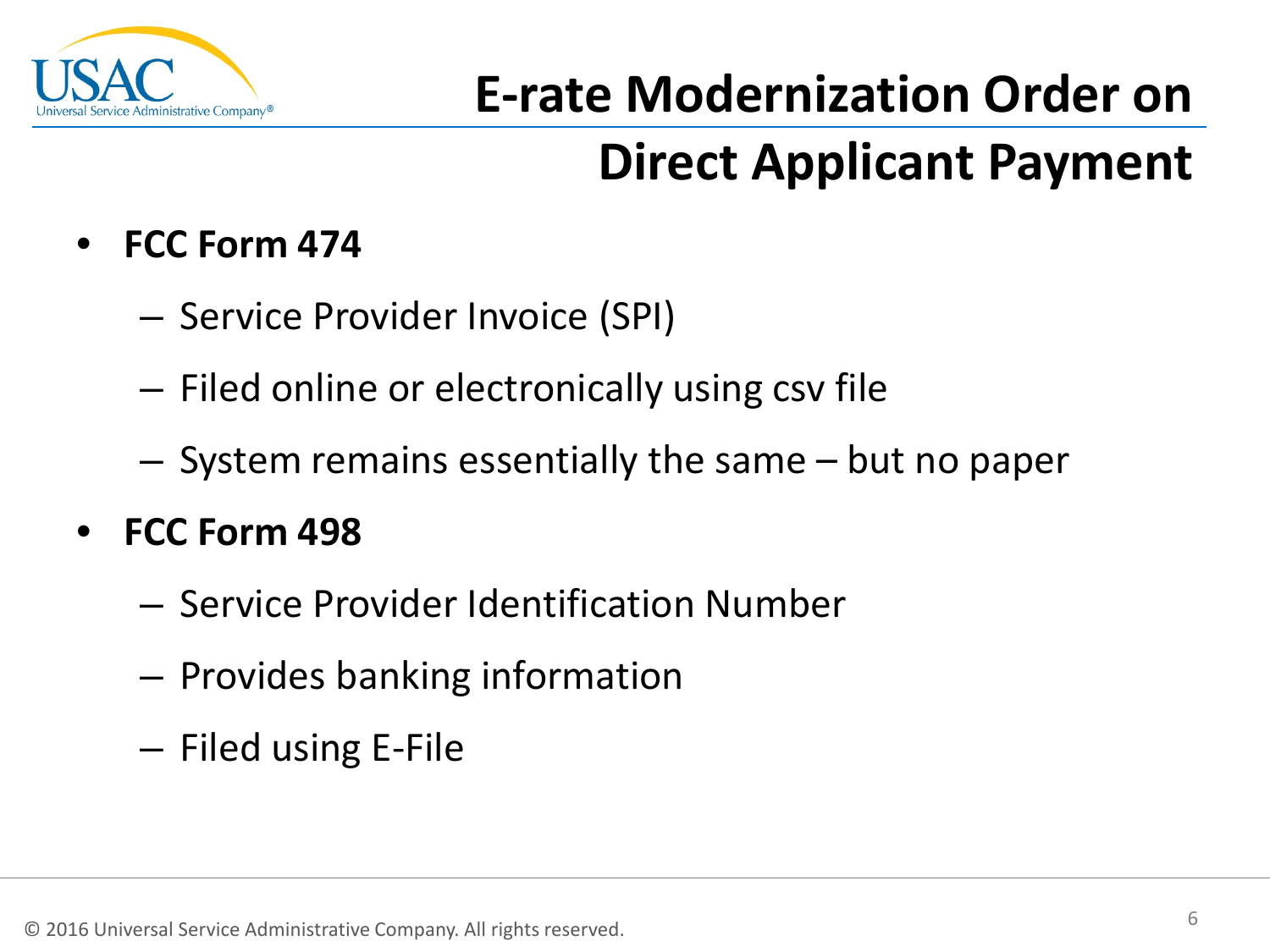# E-rate Modernization Order on Direct Applicant Payment

- **FCC Form 474**
  - Service Provider Invoice (SPI)
  - Filed online or electronically using csv file
  - System remains essentially the same – but no paper
- **FCC Form 498**
  - Service Provider Identification Number
  - Provides banking information
  - Filed using E-File

© 2016 Universal Service Administrative Company. All rights reserved.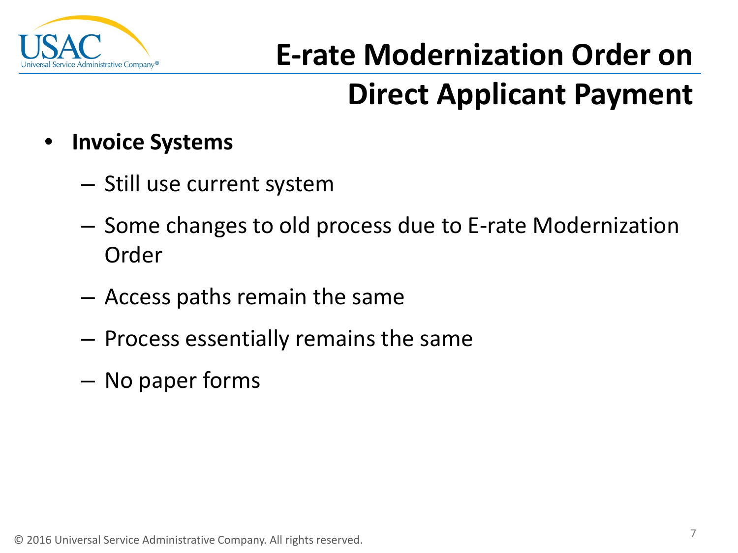# E-rate Modernization Order on Direct Applicant Payment

- **Invoice Systems**
  - Still use current system
  - Some changes to old process due to E-rate Modernization Order
  - Access paths remain the same
  - Process essentially remains the same
  - No paper forms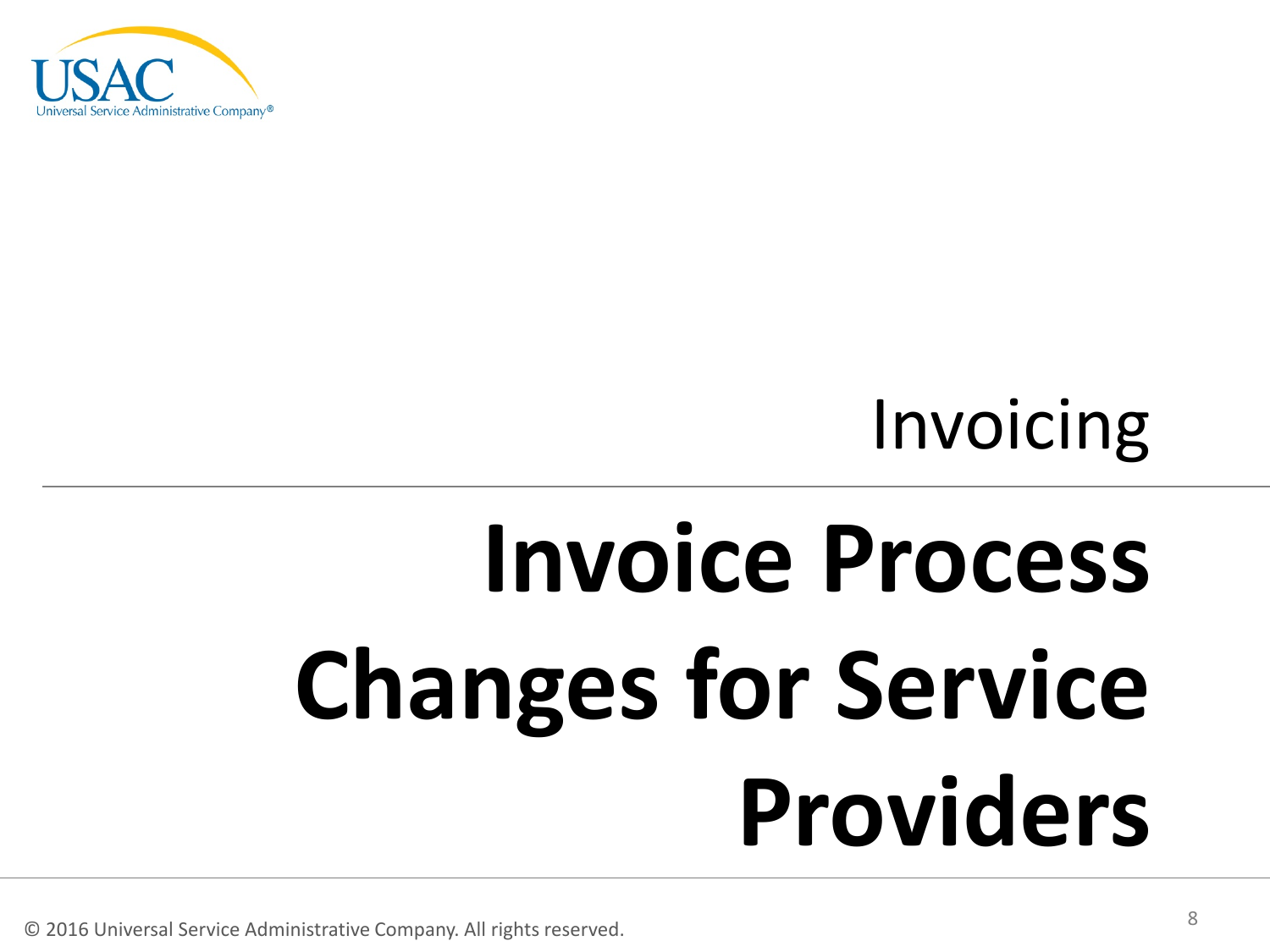Invoicing

# Invoice Process Changes for Service Providers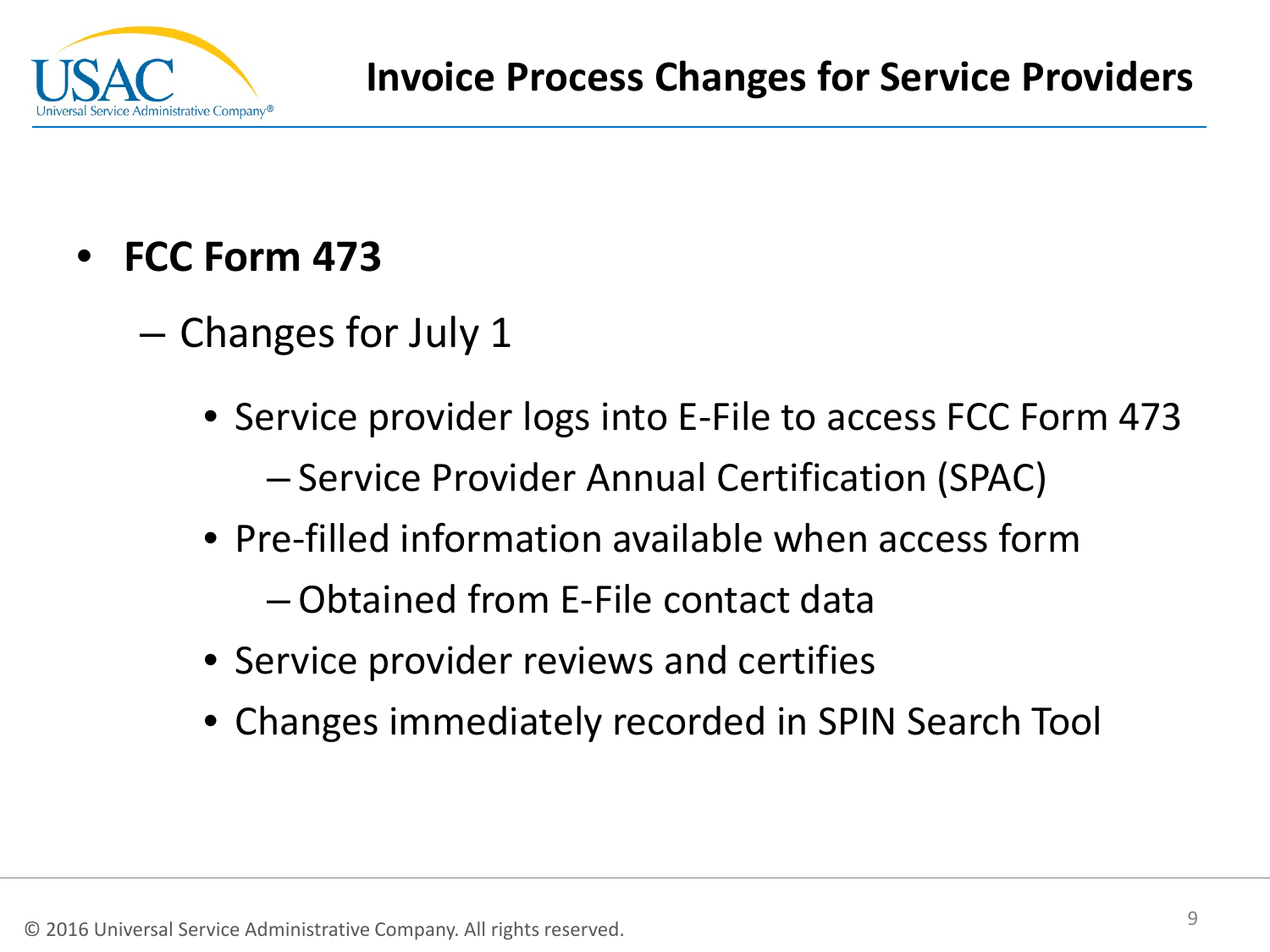# Invoice Process Changes for Service Providers

- **FCC Form 473**
  - Changes for July 1
    - Service provider logs into E-File to access FCC Form 473
      - Service Provider Annual Certification (SPAC)
    - Pre-filled information available when access form
      - Obtained from E-File contact data
    - Service provider reviews and certifies
    - Changes immediately recorded in SPIN Search Tool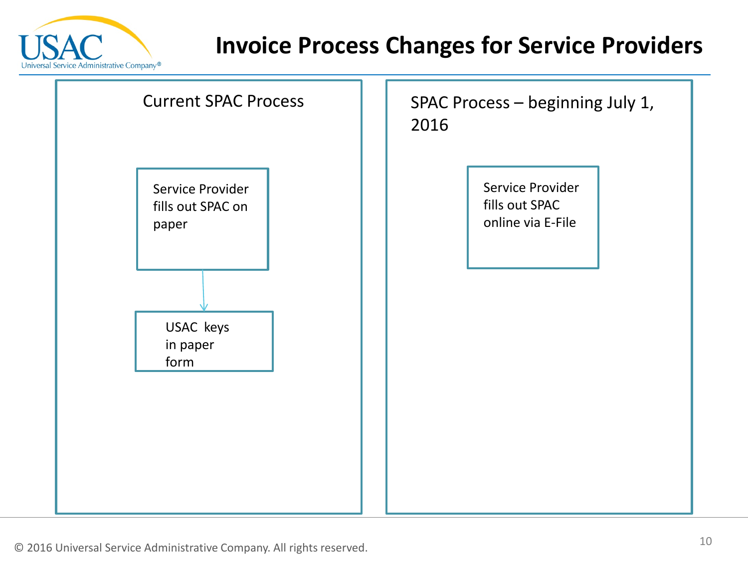# Invoice Process Changes for Service Providers

## Current SPAC Process

- Service Provider fills out SPAC on paper
- → USAC keys in paper form

## SPAC Process – beginning July 1, 2016

- Service Provider fills out SPAC online via E-File

© 2016 Universal Service Administrative Company. All rights reserved.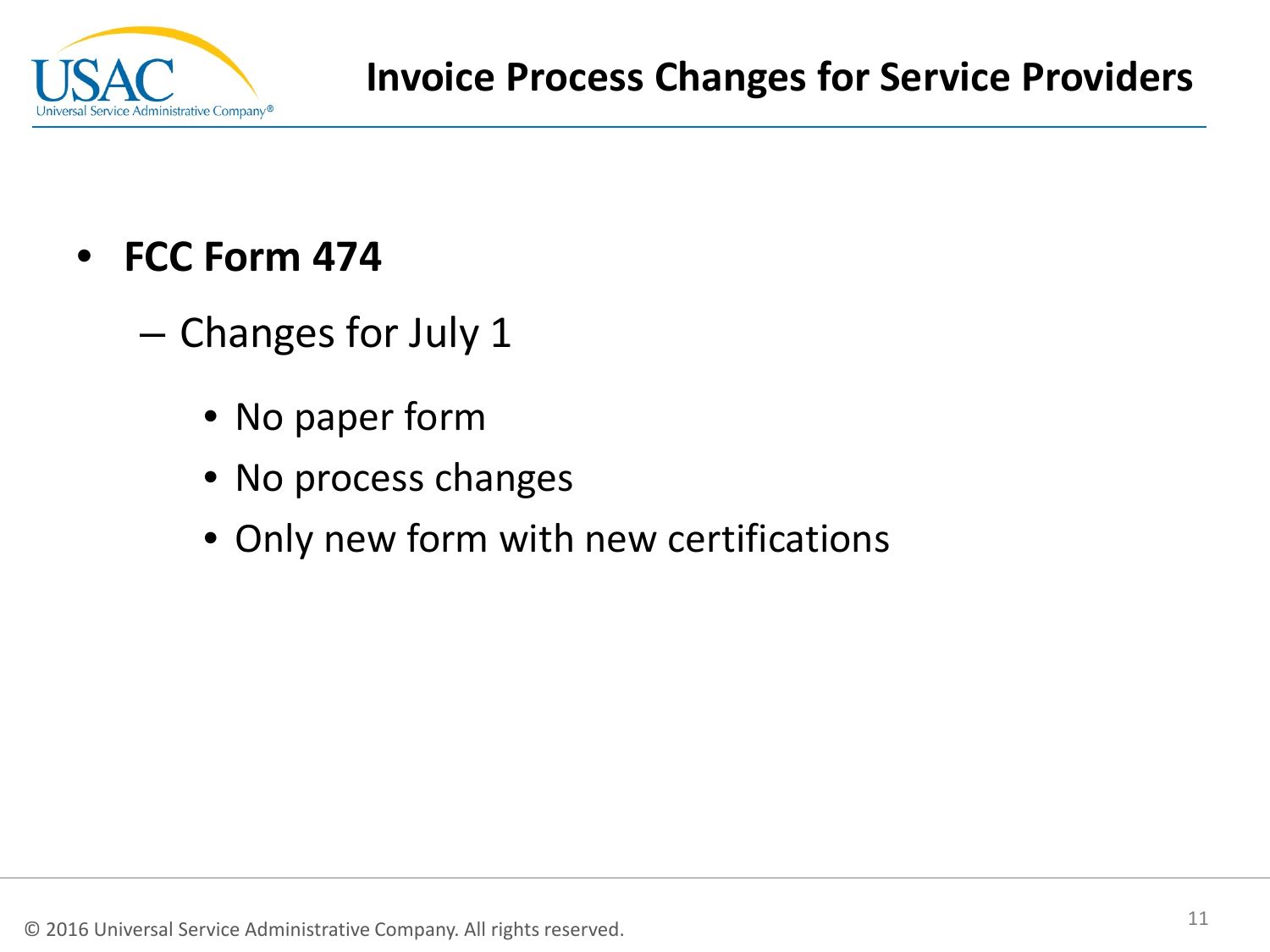# Invoice Process Changes for Service Providers

- **FCC Form 474**
  - Changes for July 1
    - No paper form
    - No process changes
    - Only new form with new certifications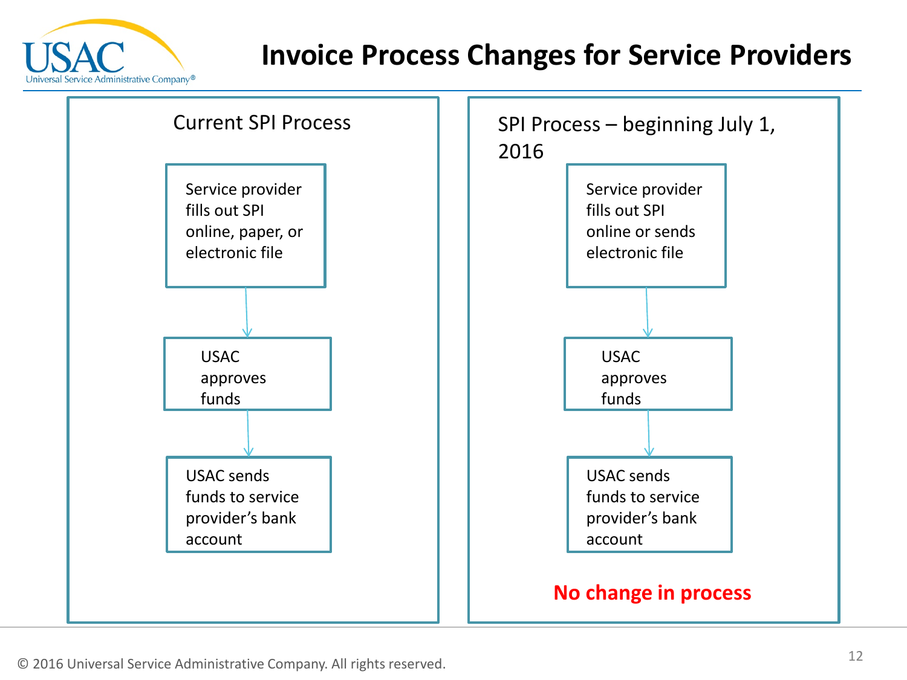# Invoice Process Changes for Service Providers

## Current SPI Process

1. Service provider fills out SPI online, paper, or electronic file
2. USAC approves funds
3. USAC sends funds to service provider's bank account

## SPI Process – beginning July 1, 2016

1. Service provider fills out SPI online or sends electronic file
2. USAC approves funds
3. USAC sends funds to service provider's bank account

**No change in process**

© 2016 Universal Service Administrative Company. All rights reserved.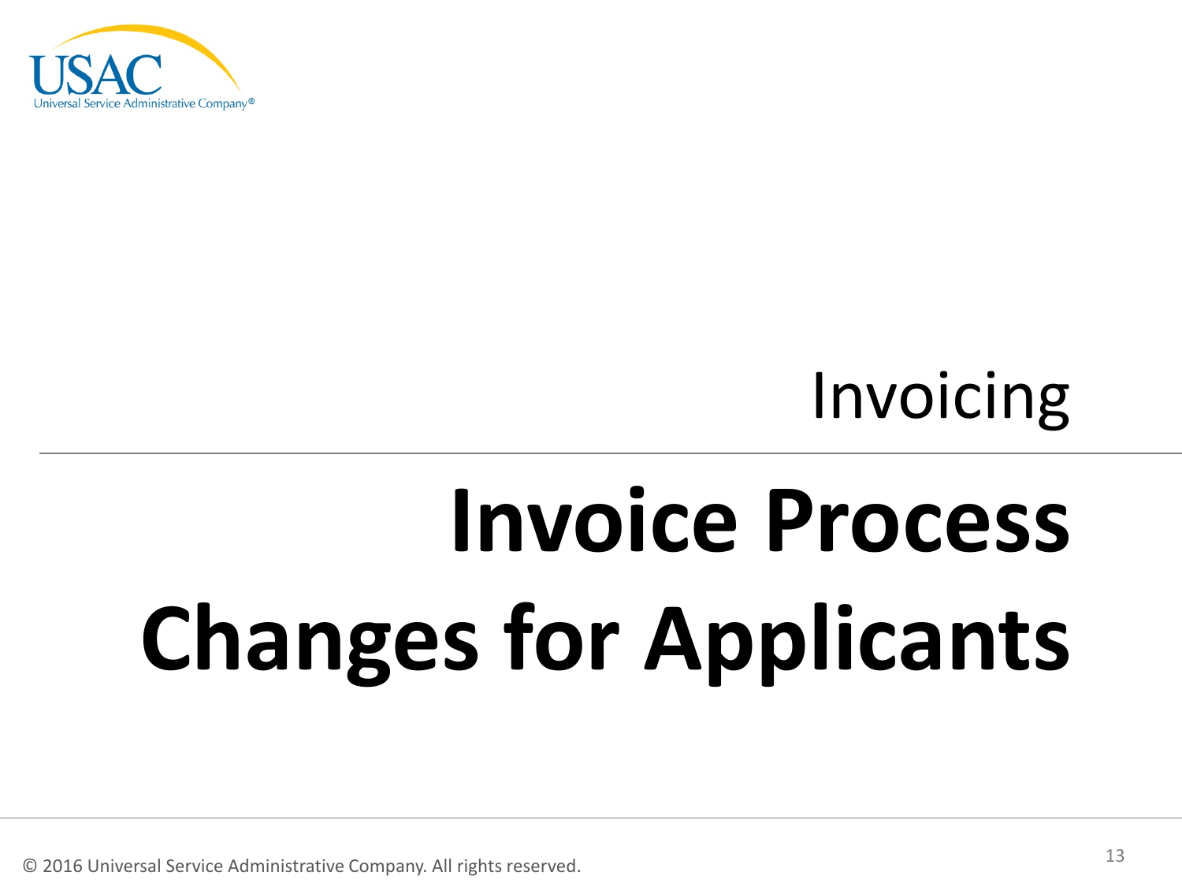Invoicing

# Invoice Process Changes for Applicants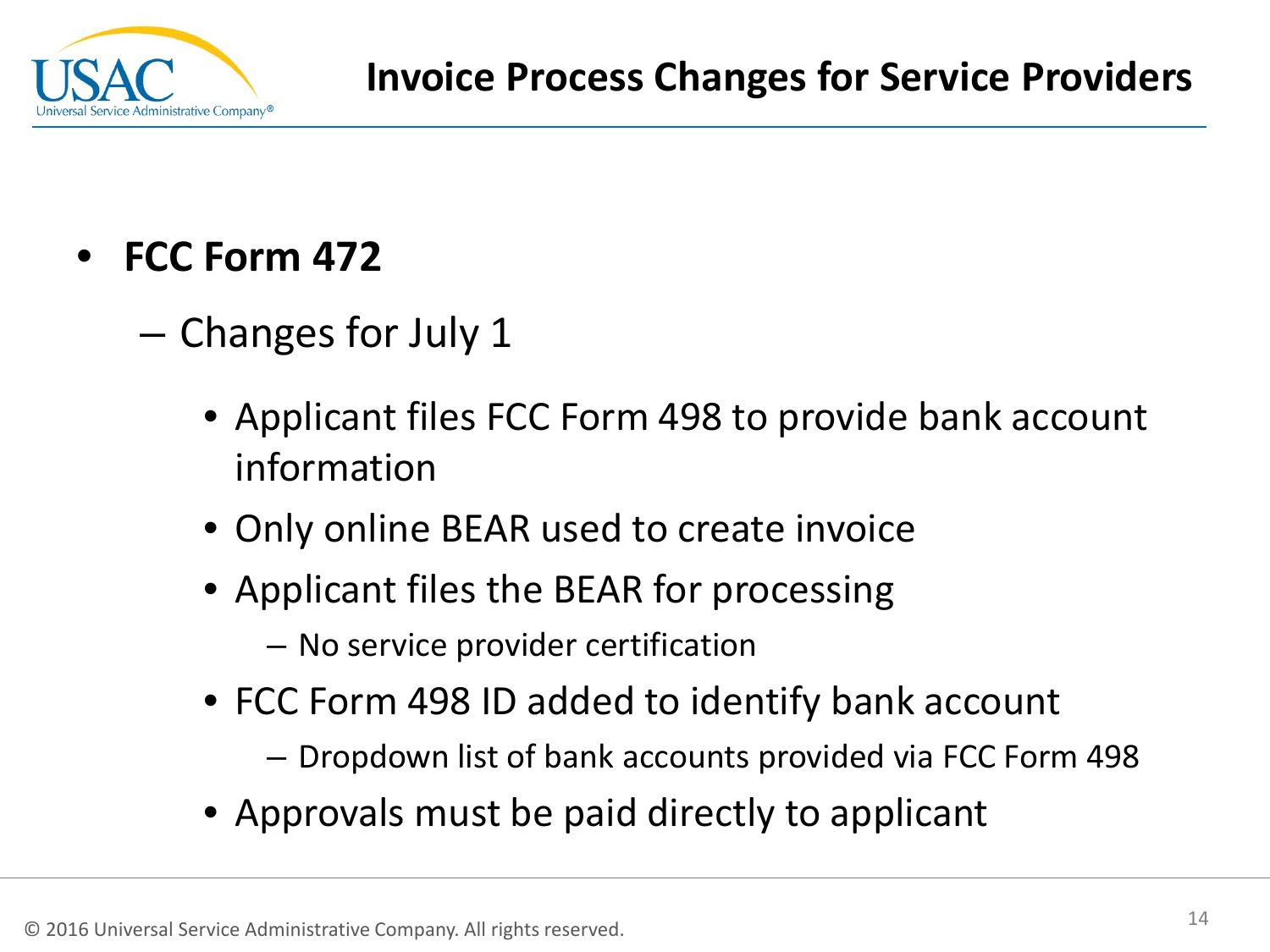# Invoice Process Changes for Service Providers

- **FCC Form 472**
  - Changes for July 1
    - Applicant files FCC Form 498 to provide bank account information
    - Only online BEAR used to create invoice
    - Applicant files the BEAR for processing
      - No service provider certification
    - FCC Form 498 ID added to identify bank account
      - Dropdown list of bank accounts provided via FCC Form 498
    - Approvals must be paid directly to applicant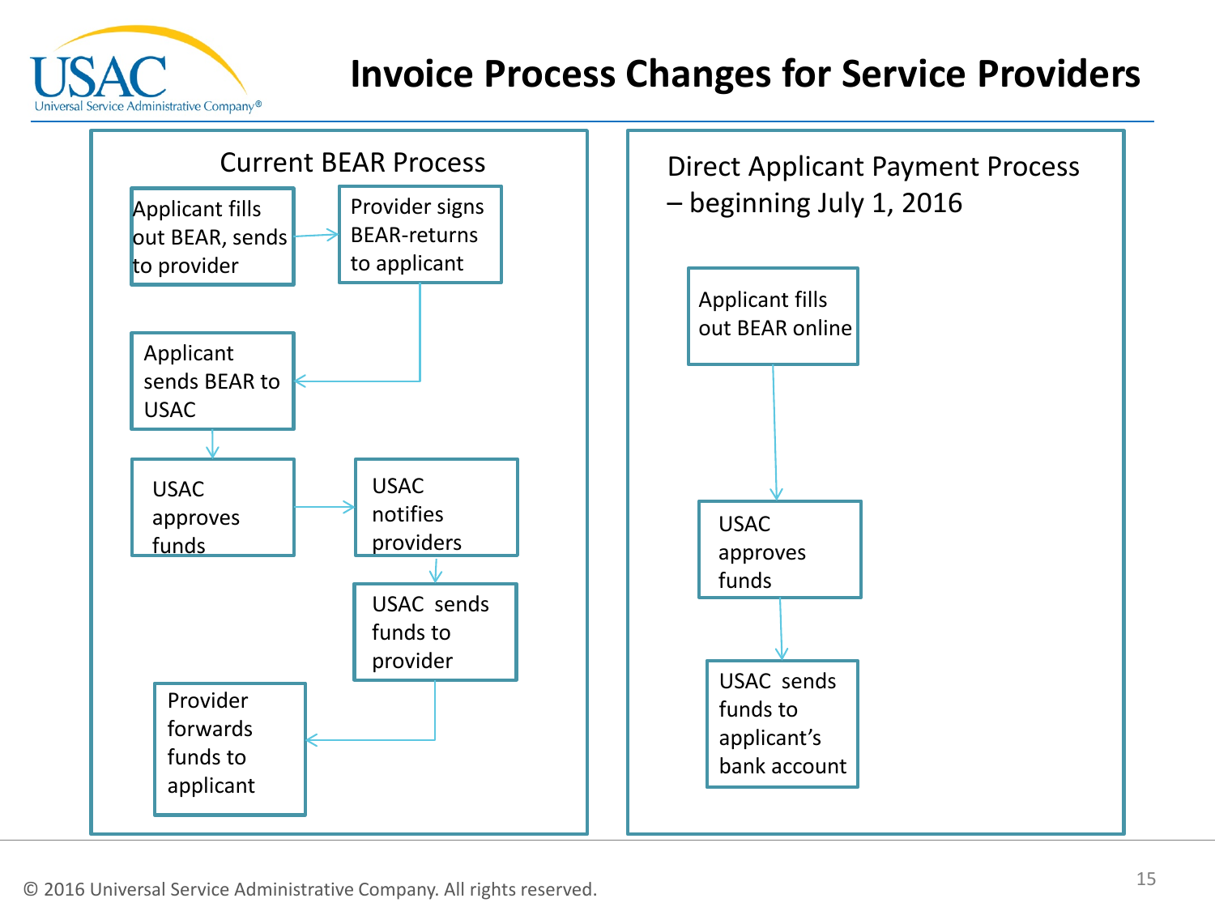# Invoice Process Changes for Service Providers

## Current BEAR Process

1. Applicant fills out BEAR, sends to provider
2. Provider signs BEAR-returns to applicant
3. Applicant sends BEAR to USAC
4. USAC approves funds
5. USAC notifies providers
6. USAC sends funds to provider
7. Provider forwards funds to applicant

## Direct Applicant Payment Process – beginning July 1, 2016

1. Applicant fills out BEAR online
2. USAC approves funds
3. USAC sends funds to applicant's bank account

© 2016 Universal Service Administrative Company. All rights reserved.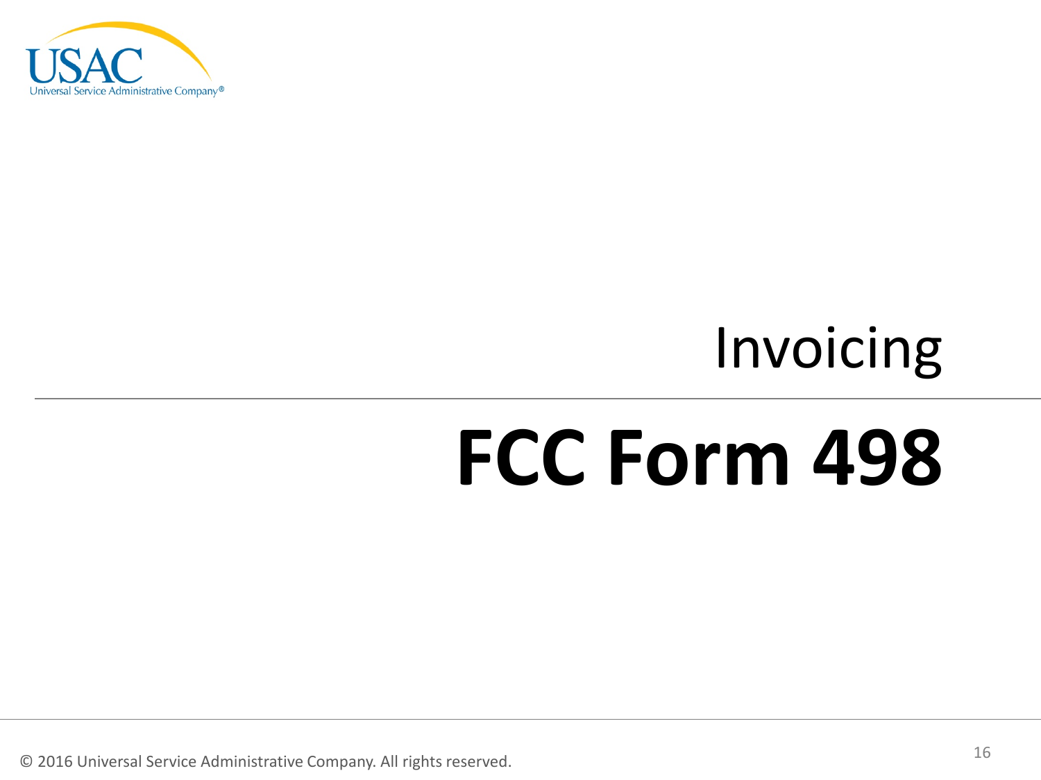## Invoicing

# FCC Form 498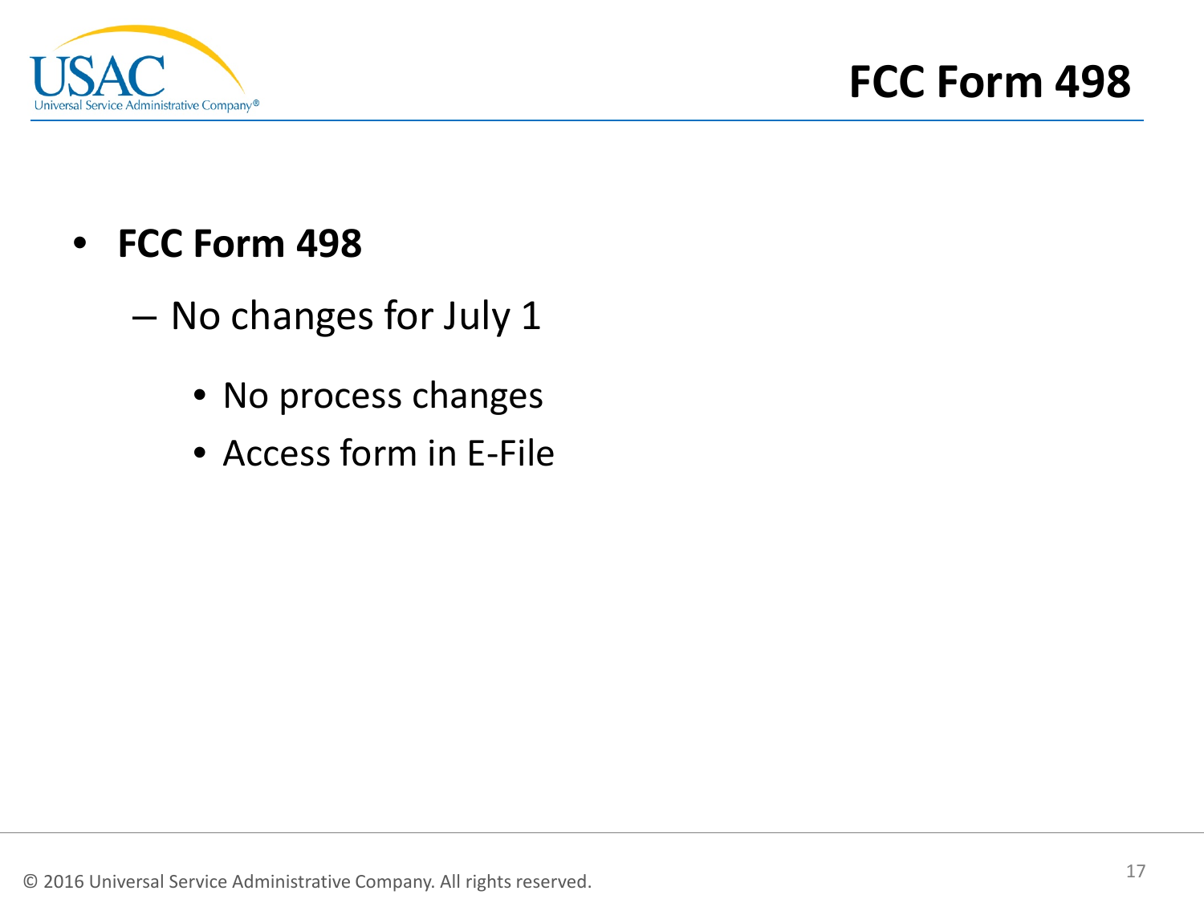# FCC Form 498

- **FCC Form 498**
  - No changes for July 1
    - No process changes
    - Access form in E-File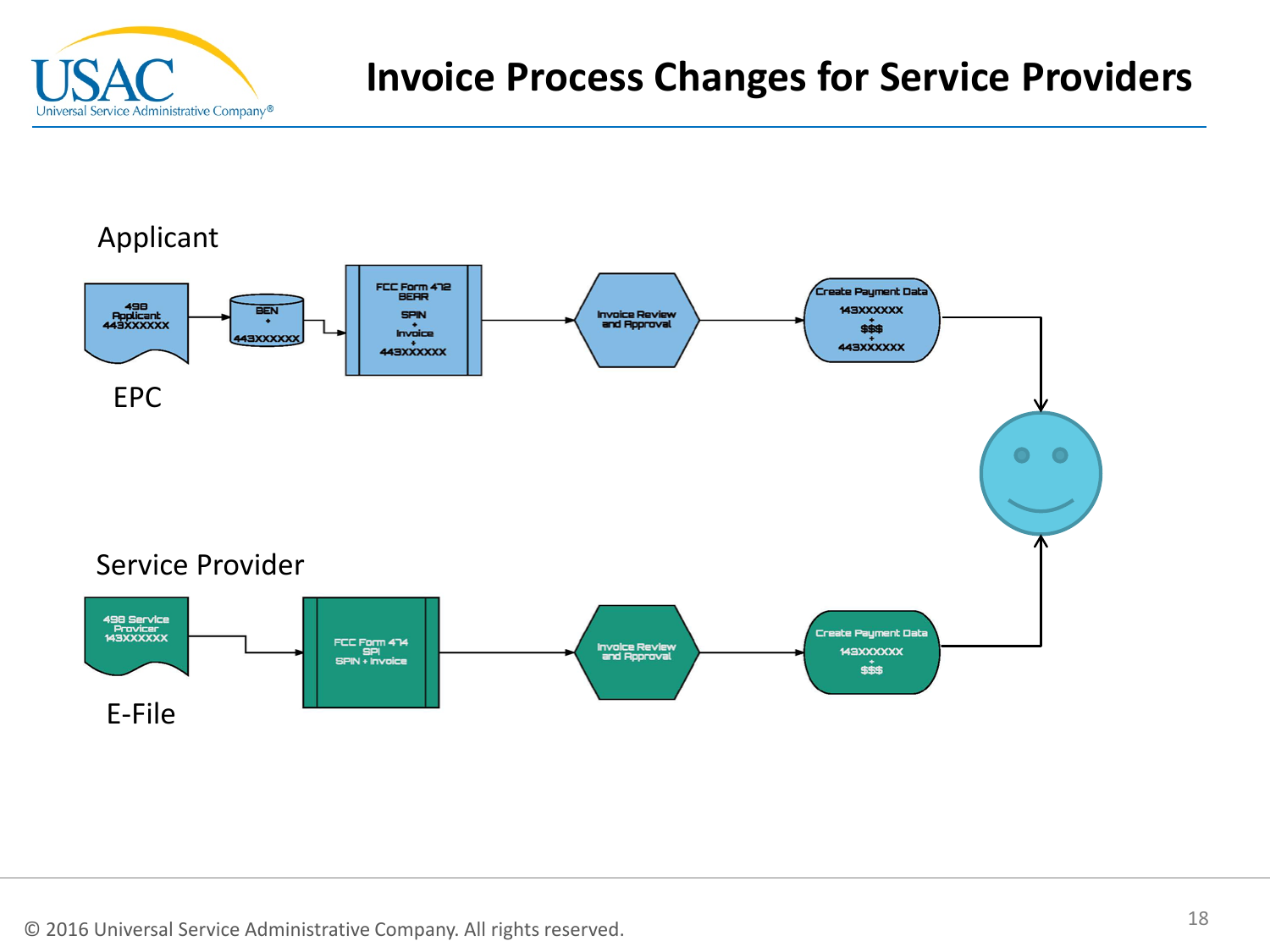# Invoice Process Changes for Service Providers

## Applicant

498 Applicant 443XXXXXX → BEN + 443XXXXXX → FCC Form 472 BEAR SPIN + Invoice + 443XXXXXX → Invoice Review and Approval → Create Payment Data 143XXXXXX + $$$ + 443XXXXXX

EPC

## Service Provider

498 Service Provider 143XXXXXX → FCC Form 474 SPI SPIN + Invoice → Invoice Review and Approval → Create Payment Data 143XXXXXX + $$$

E-File

© 2016 Universal Service Administrative Company. All rights reserved.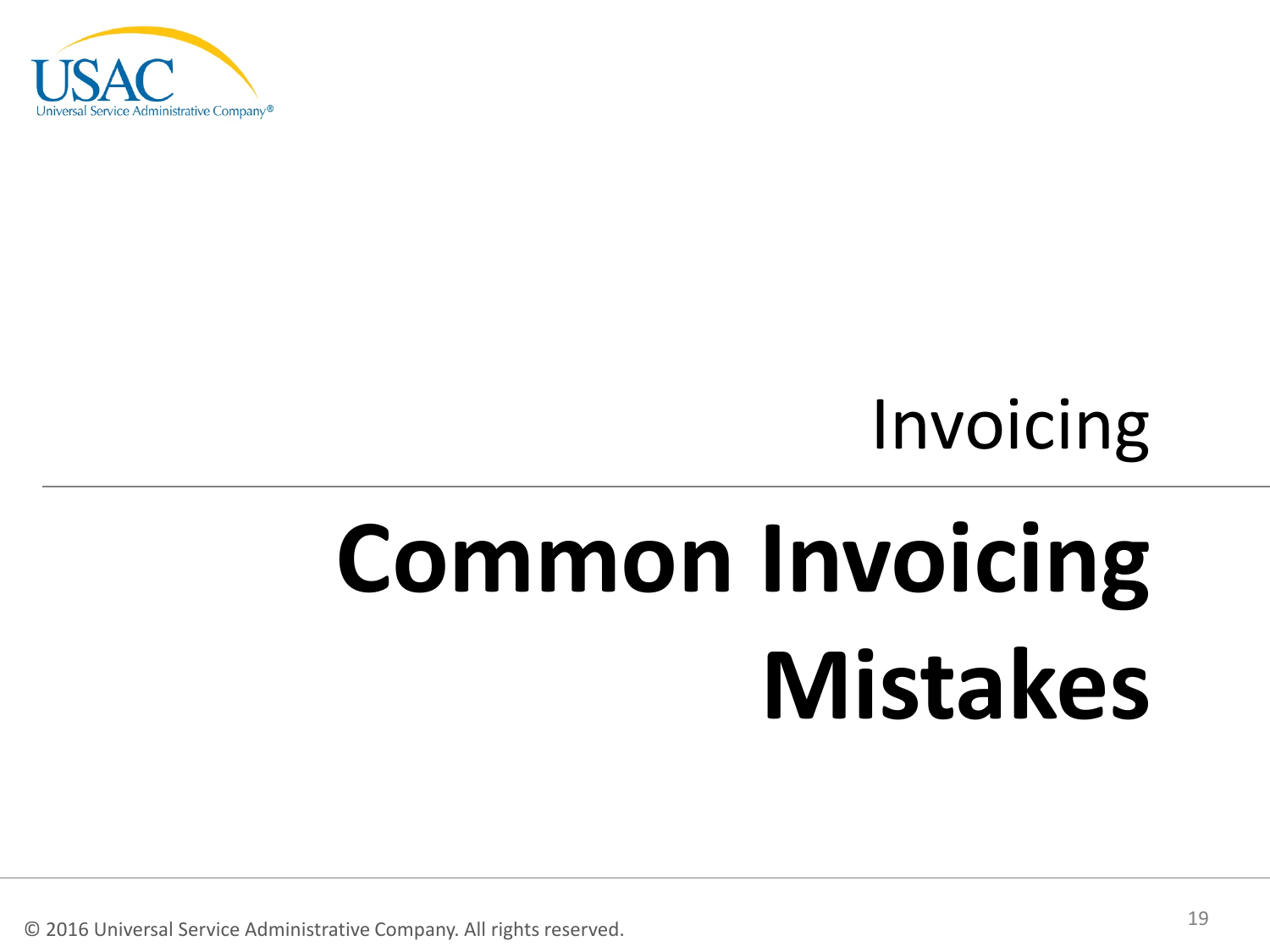Invoicing

# Common Invoicing Mistakes

© 2016 Universal Service Administrative Company. All rights reserved.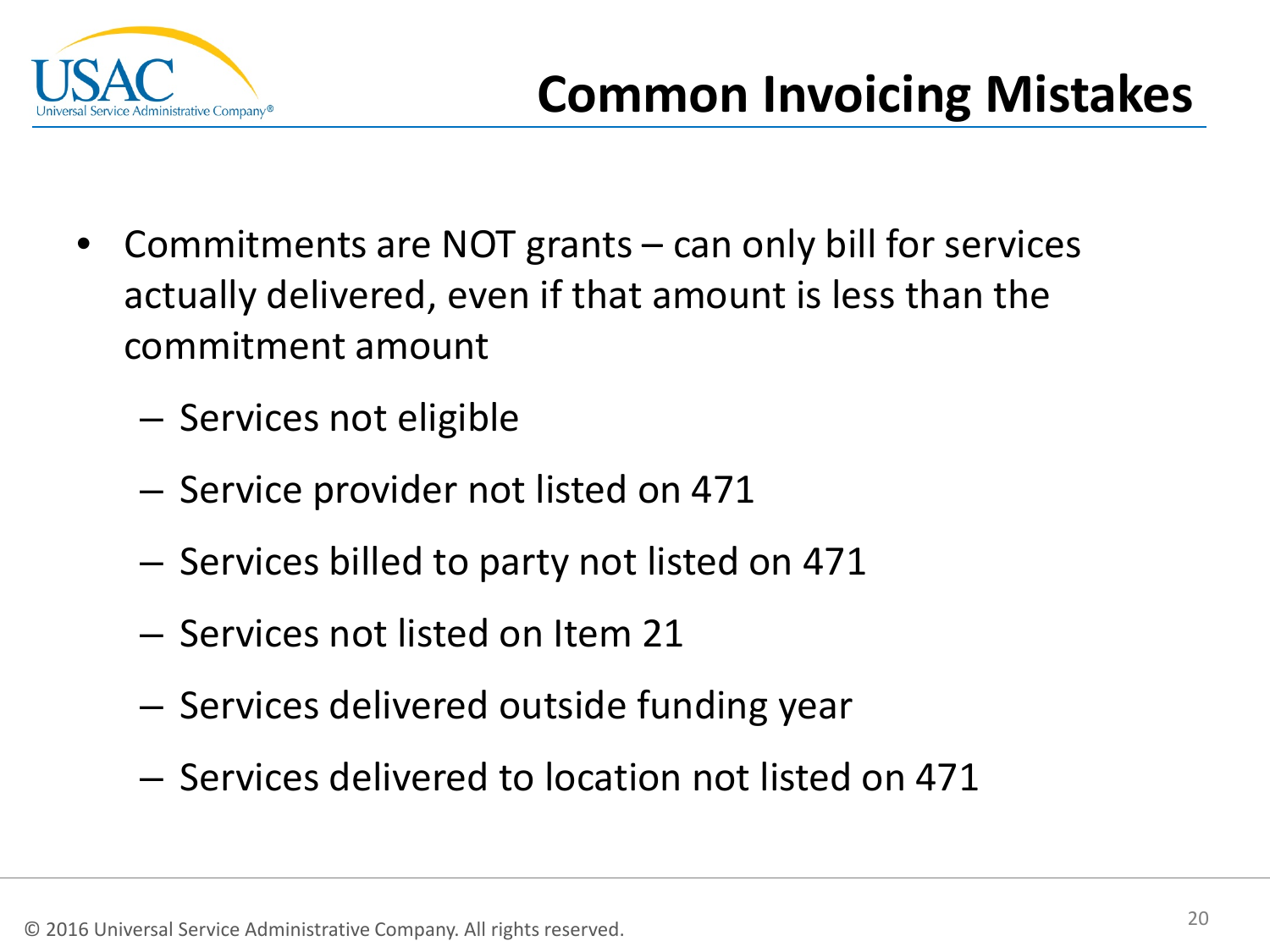# Common Invoicing Mistakes

- Commitments are NOT grants – can only bill for services actually delivered, even if that amount is less than the commitment amount
  - Services not eligible
  - Service provider not listed on 471
  - Services billed to party not listed on 471
  - Services not listed on Item 21
  - Services delivered outside funding year
  - Services delivered to location not listed on 471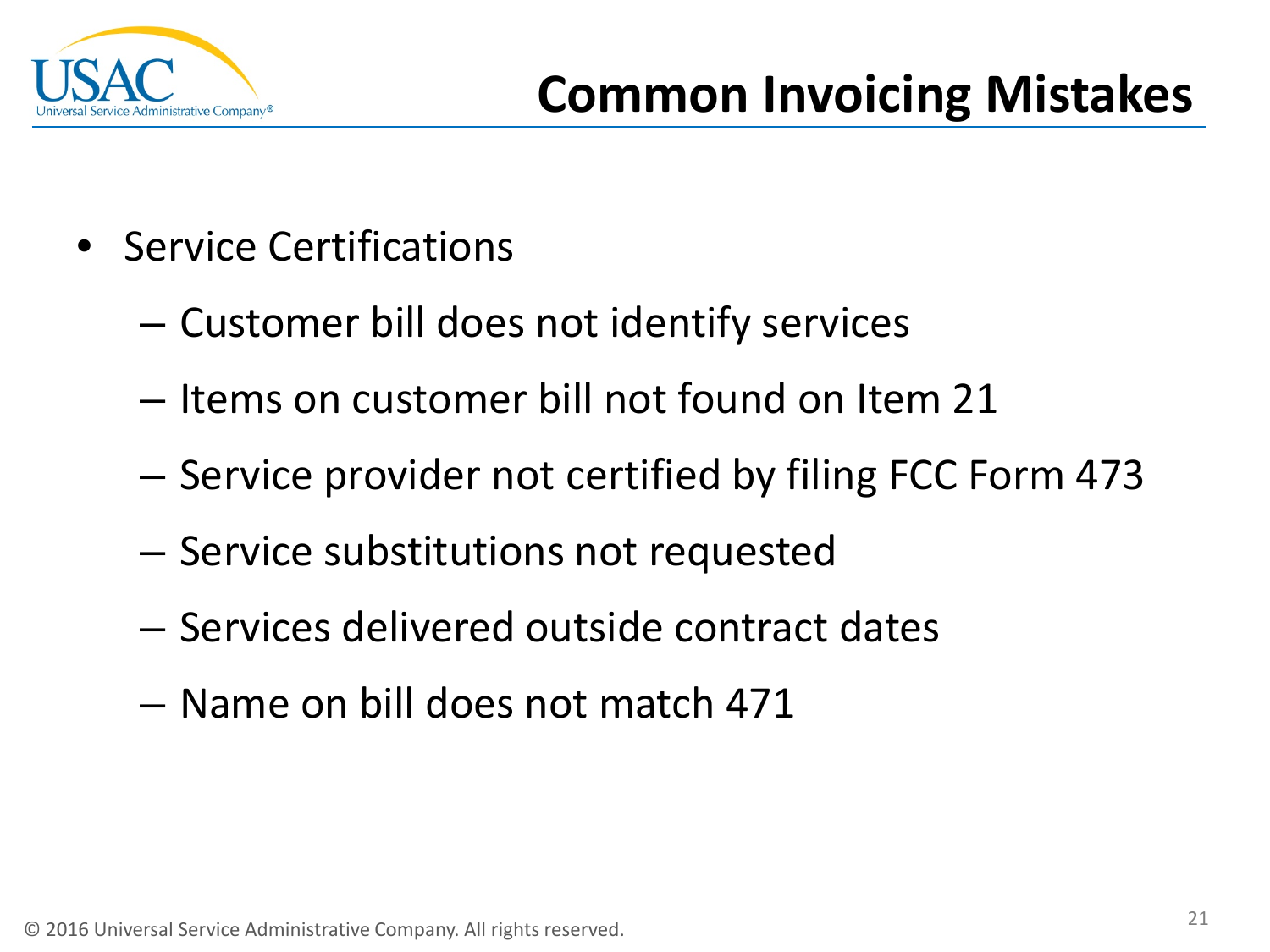# Common Invoicing Mistakes

- Service Certifications
  - Customer bill does not identify services
  - Items on customer bill not found on Item 21
  - Service provider not certified by filing FCC Form 473
  - Service substitutions not requested
  - Services delivered outside contract dates
  - Name on bill does not match 471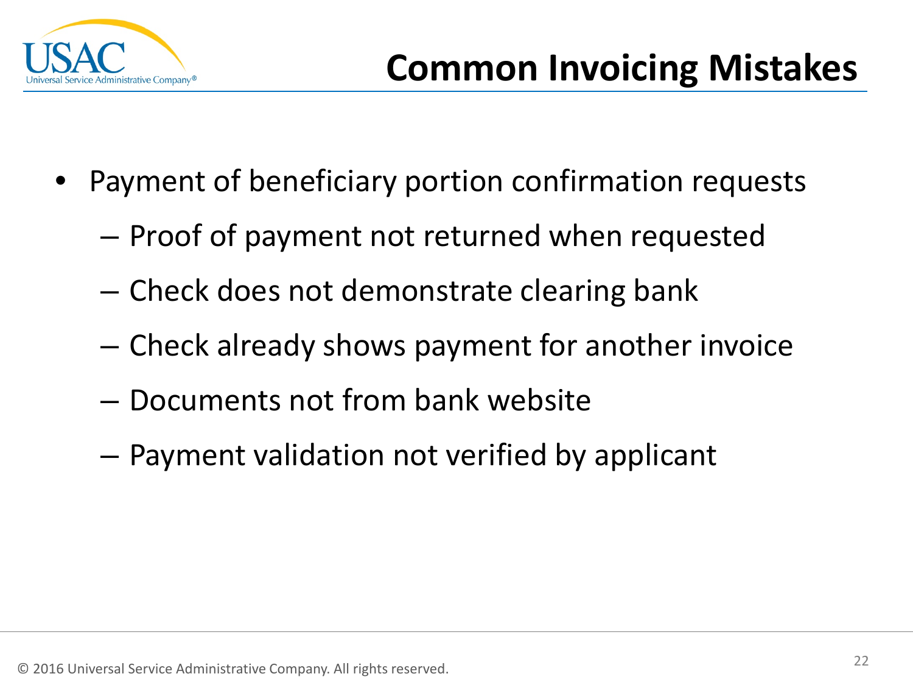# Common Invoicing Mistakes

- Payment of beneficiary portion confirmation requests
  - Proof of payment not returned when requested
  - Check does not demonstrate clearing bank
  - Check already shows payment for another invoice
  - Documents not from bank website
  - Payment validation not verified by applicant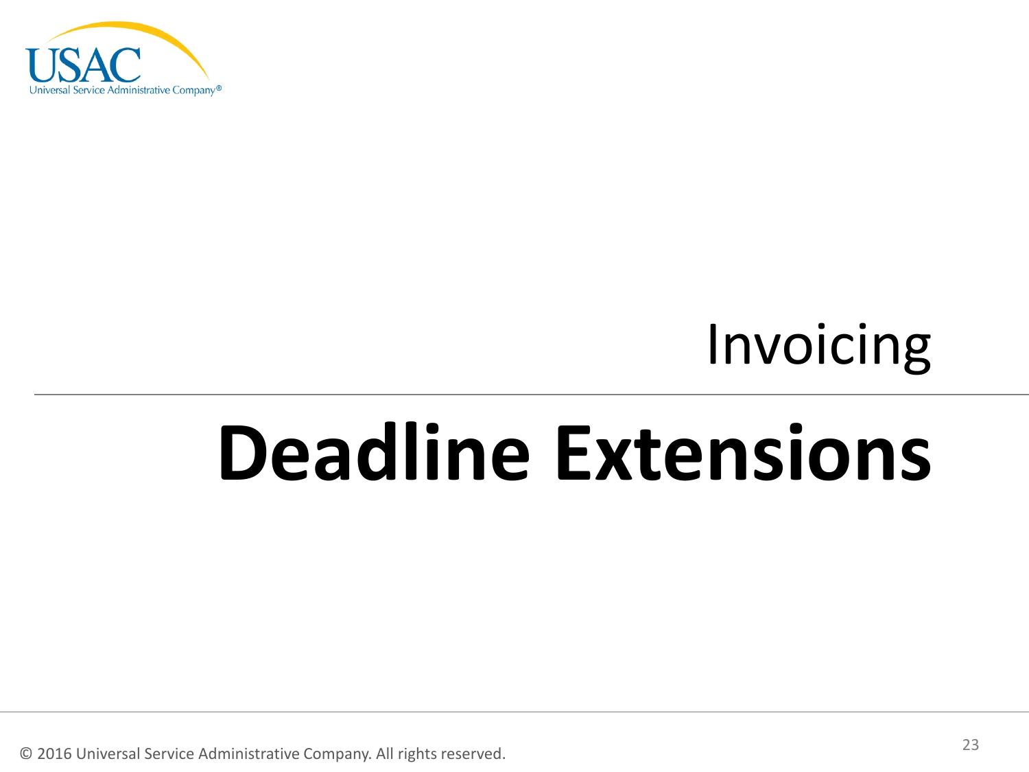Invoicing

# Deadline Extensions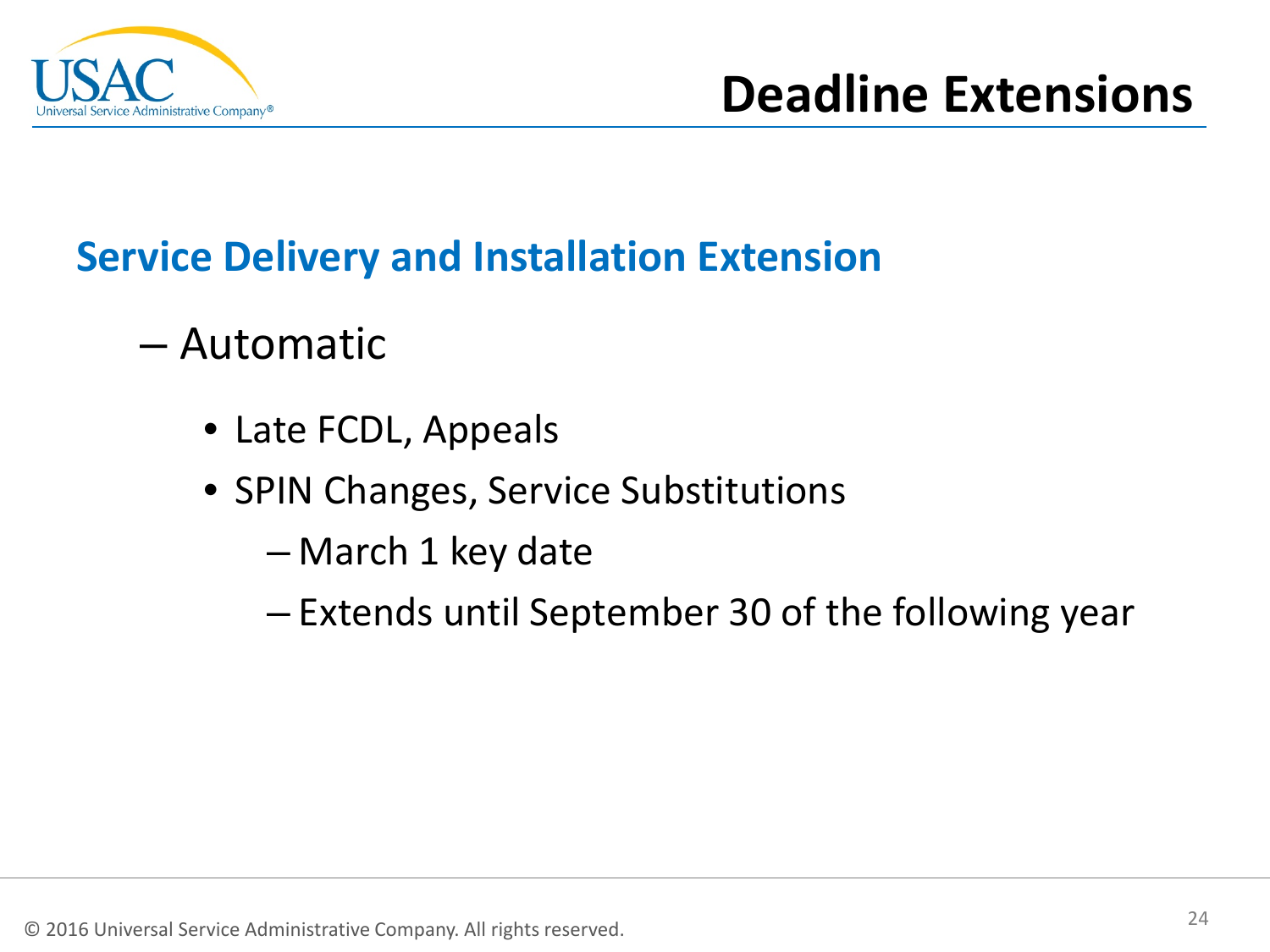# Deadline Extensions

## Service Delivery and Installation Extension

- Automatic
  - Late FCDL, Appeals
  - SPIN Changes, Service Substitutions
    - March 1 key date
    - Extends until September 30 of the following year

© 2016 Universal Service Administrative Company. All rights reserved.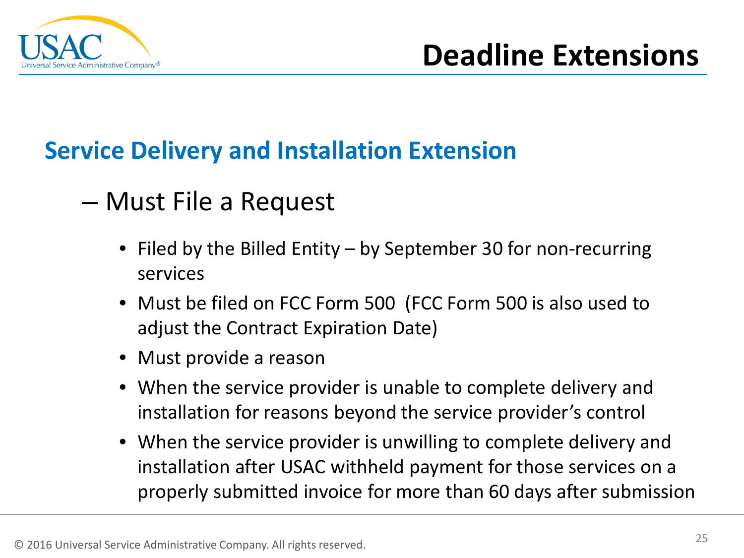# Deadline Extensions

## Service Delivery and Installation Extension

– Must File a Request

- Filed by the Billed Entity – by September 30 for non-recurring services
- Must be filed on FCC Form 500 (FCC Form 500 is also used to adjust the Contract Expiration Date)
- Must provide a reason
- When the service provider is unable to complete delivery and installation for reasons beyond the service provider's control
- When the service provider is unwilling to complete delivery and installation after USAC withheld payment for those services on a properly submitted invoice for more than 60 days after submission

© 2016 Universal Service Administrative Company. All rights reserved.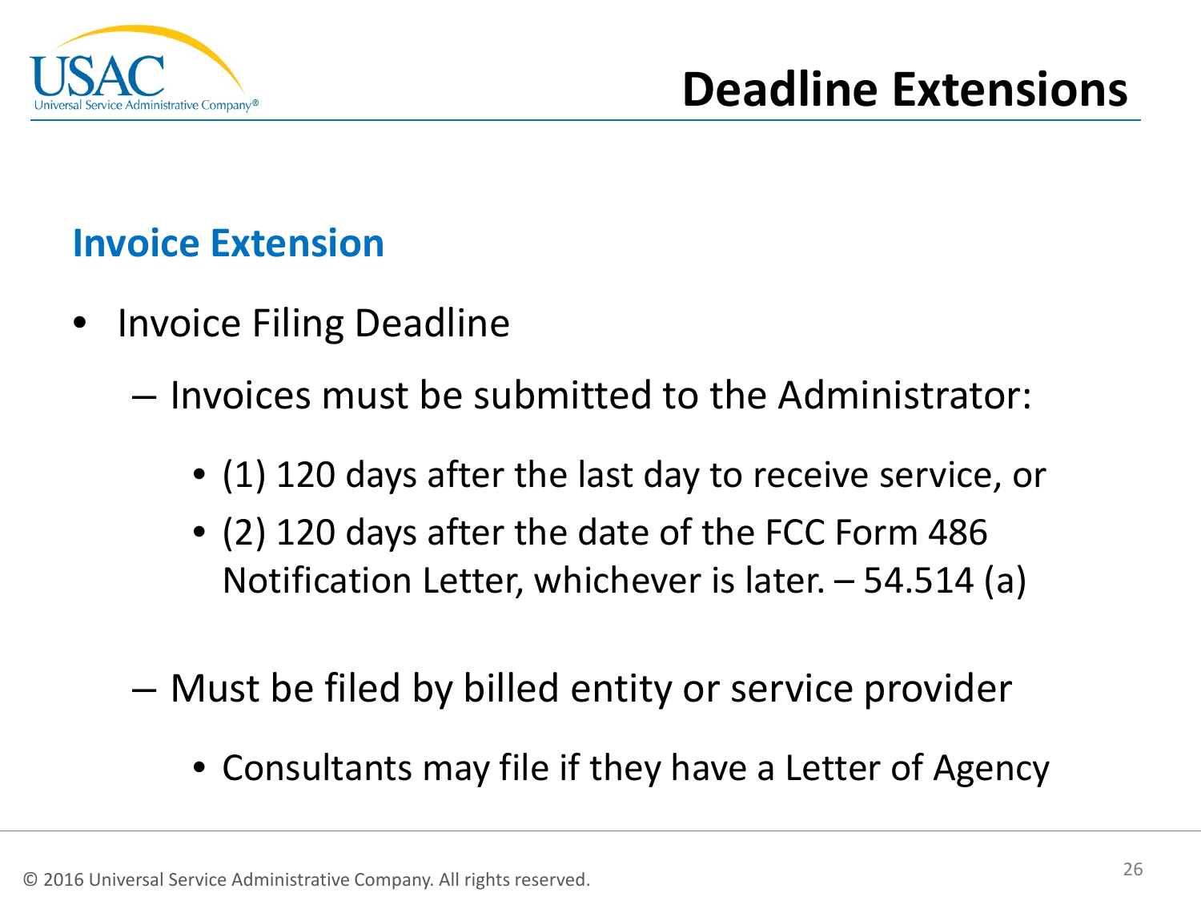# Deadline Extensions

## Invoice Extension

- Invoice Filing Deadline
  - Invoices must be submitted to the Administrator:
    - (1) 120 days after the last day to receive service, or
    - (2) 120 days after the date of the FCC Form 486 Notification Letter, whichever is later. – 54.514 (a)
  - Must be filed by billed entity or service provider
    - Consultants may file if they have a Letter of Agency

© 2016 Universal Service Administrative Company. All rights reserved.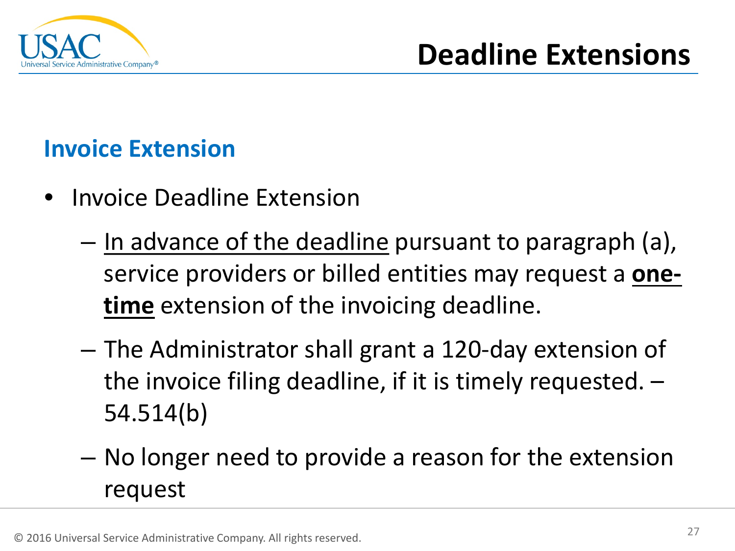# Deadline Extensions

## Invoice Extension

- Invoice Deadline Extension
  - <u>In advance of the deadline</u> pursuant to paragraph (a), service providers or billed entities may request a **<u>one-time</u>** extension of the invoicing deadline.
  - The Administrator shall grant a 120-day extension of the invoice filing deadline, if it is timely requested. – 54.514(b)
  - No longer need to provide a reason for the extension request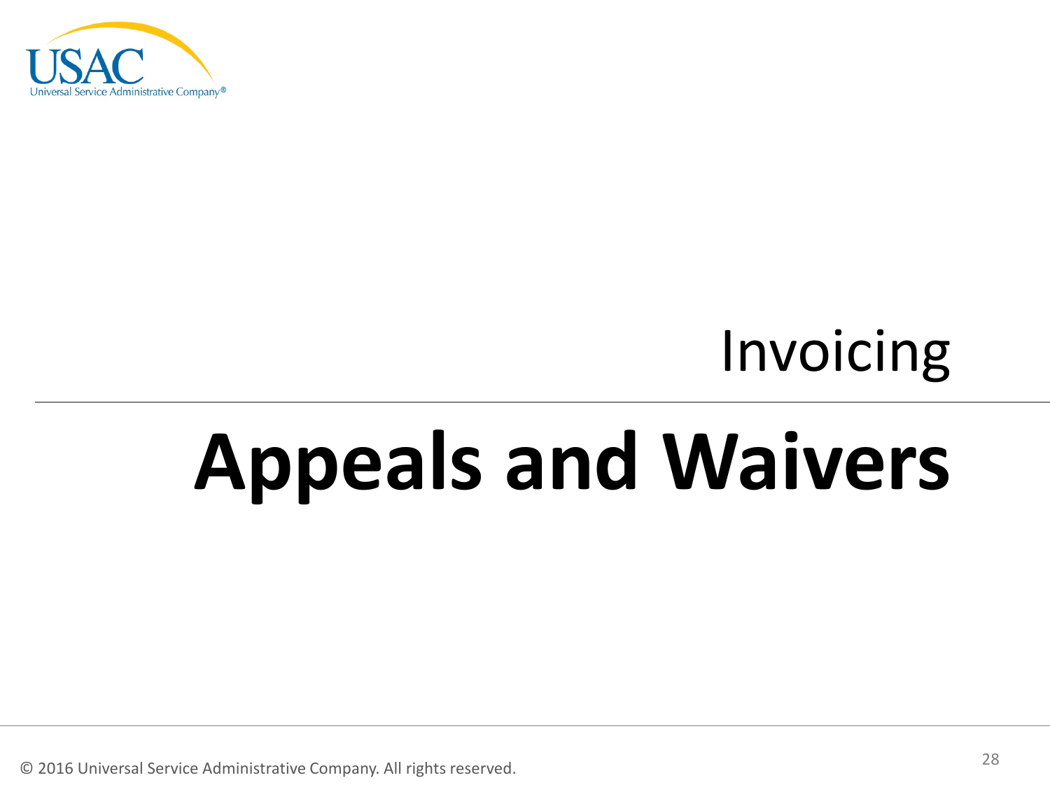Invoicing

# Appeals and Waivers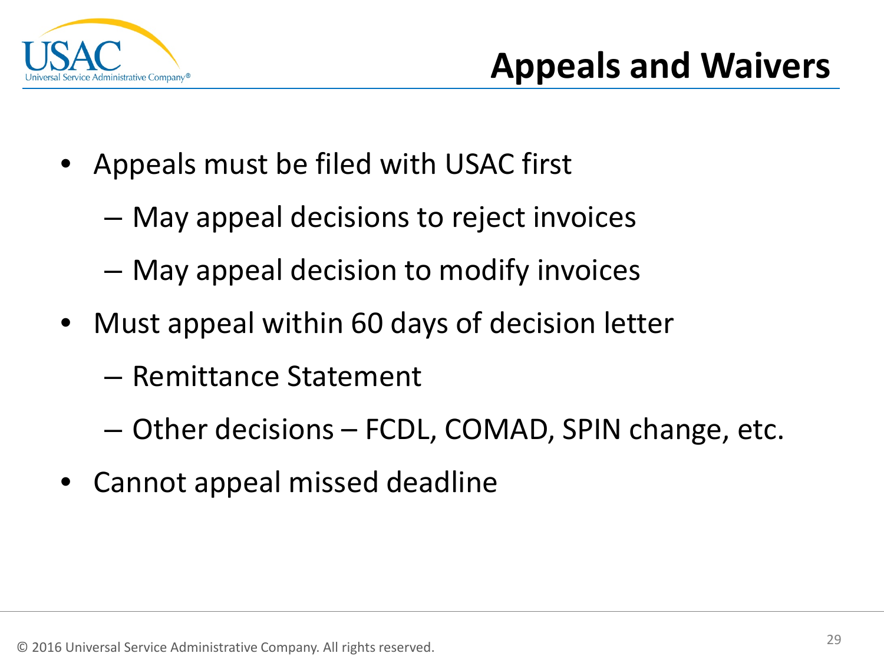# Appeals and Waivers

- Appeals must be filed with USAC first
  - May appeal decisions to reject invoices
  - May appeal decision to modify invoices
- Must appeal within 60 days of decision letter
  - Remittance Statement
  - Other decisions – FCDL, COMAD, SPIN change, etc.
- Cannot appeal missed deadline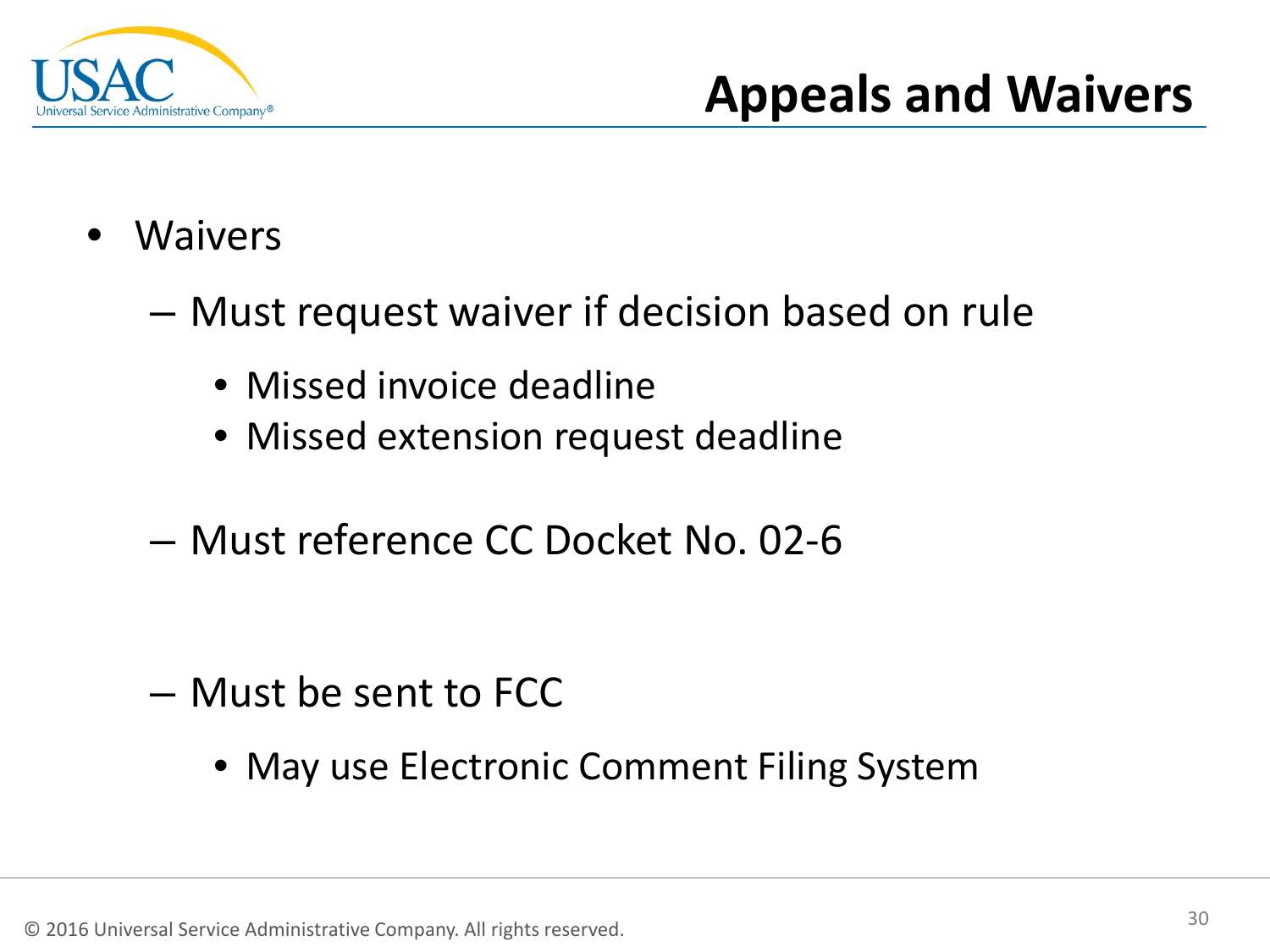# Appeals and Waivers

- Waivers
  - Must request waiver if decision based on rule
    - Missed invoice deadline
    - Missed extension request deadline
  - Must reference CC Docket No. 02-6
  - Must be sent to FCC
    - May use Electronic Comment Filing System

© 2016 Universal Service Administrative Company. All rights reserved.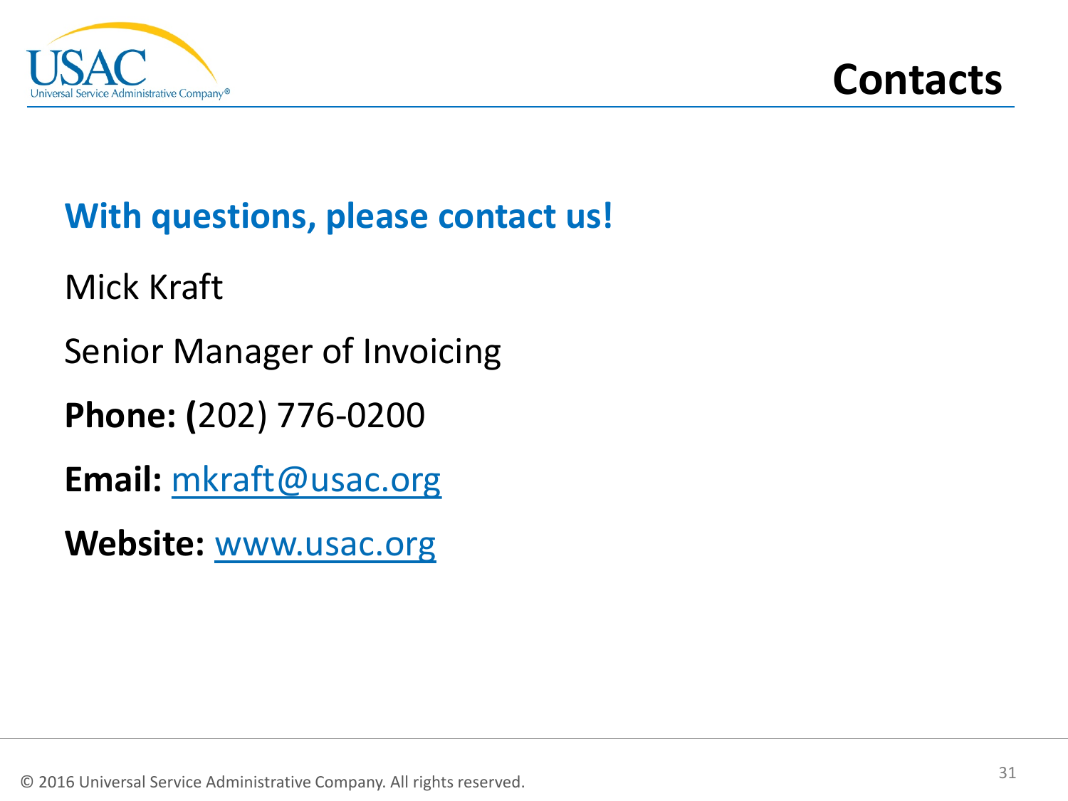# Contacts

## With questions, please contact us!

Mick Kraft

Senior Manager of Invoicing

**Phone:** (202) 776-0200

**Email:** mkraft@usac.org

**Website:** www.usac.org

© 2016 Universal Service Administrative Company. All rights reserved.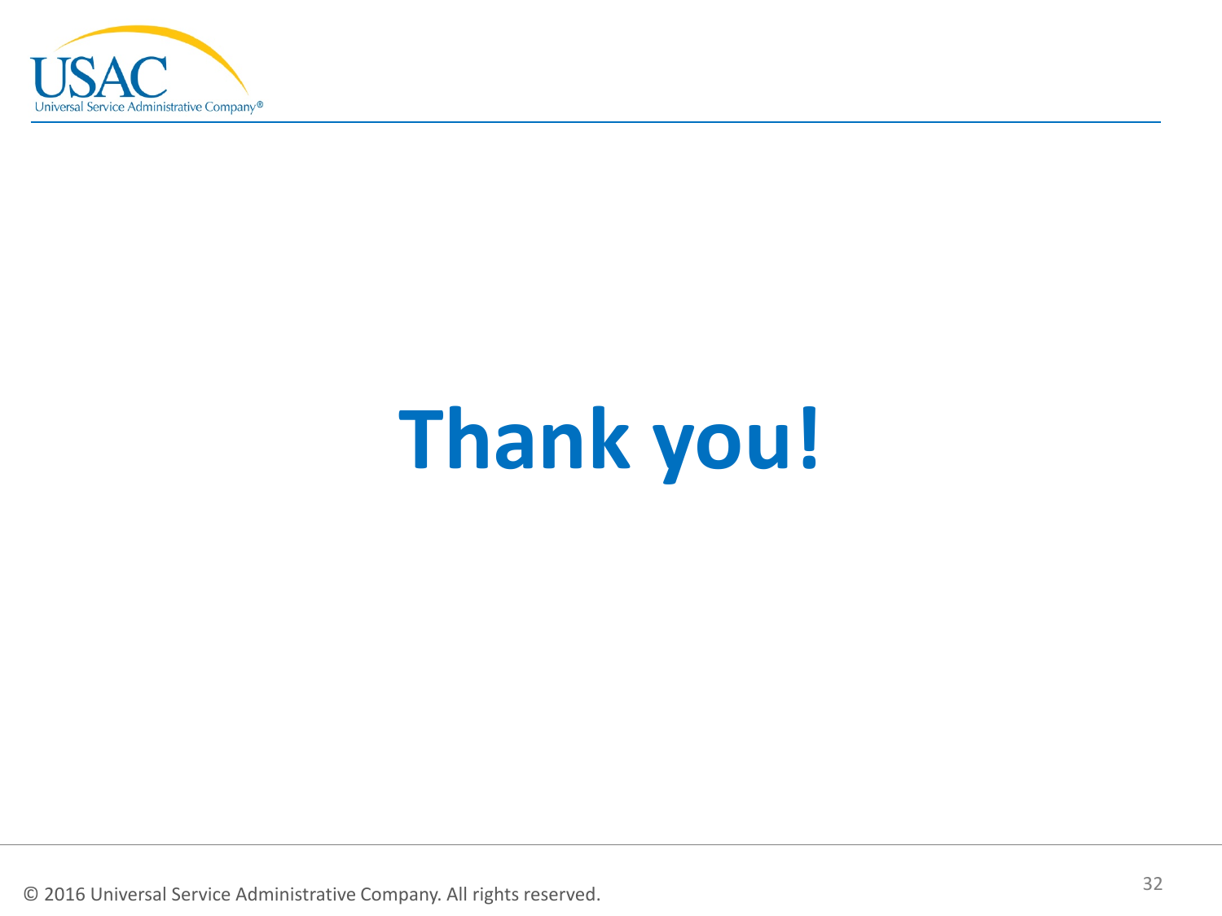# Thank you!